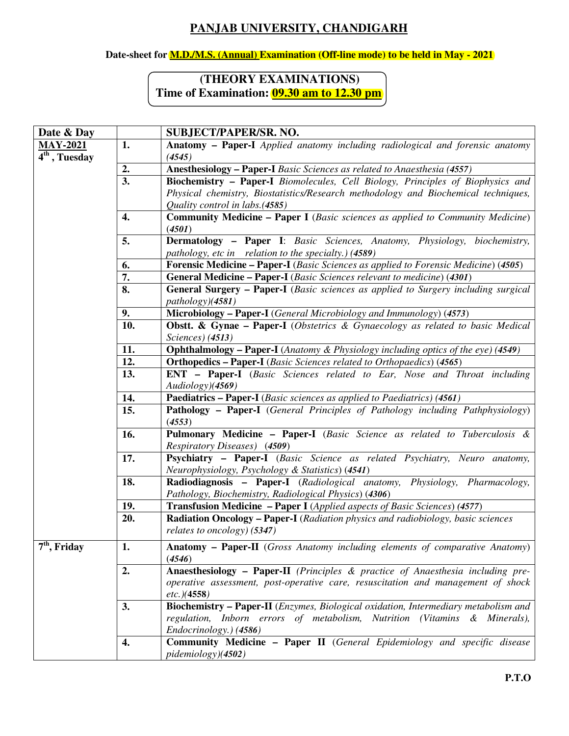# PANJAB UNIVERSITY, CHANDIGARH

**Date-sheet for M.D./M.S. (Annual) Examination (Off-line mode) to be held in May - 2021**

**(THEORY EXAMINATIONS)**
**Time of Examination: 09.30 am to 12.30 pm**

| Date & Day | | SUBJECT/PAPER/SR. NO. |
|---|---|---|
| **MAY-2021** **4th , Tuesday** | **1.** | **Anatomy – Paper-I** *Applied anatomy including radiological and forensic anatomy (4545)* |
| | **2.** | **Anesthesiology – Paper-I** *Basic Sciences as related to Anaesthesia (4557)* |
| | **3.** | **Biochemistry – Paper-I** *Biomolecules, Cell Biology, Principles of Biophysics and Physical chemistry, Biostatistics/Research methodology and Biochemical techniques, Quality control in labs.(4585)* |
| | **4.** | **Community Medicine – Paper I** (*Basic sciences as applied to Community Medicine*) (*4501*) |
| | **5.** | **Dermatology – Paper I**: *Basic Sciences, Anatomy, Physiology, biochemistry, pathology, etc in relation to the specialty.) (4589)* |
| | **6.** | **Forensic Medicine – Paper-I** (*Basic Sciences as applied to Forensic Medicine*) (*4505*) |
| | **7.** | **General Medicine – Paper-I** (*Basic Sciences relevant to medicine*) (*4301*) |
| | **8.** | **General Surgery – Paper-I** (*Basic sciences as applied to Surgery including surgical pathology)(4581)* |
| | **9.** | **Microbiology – Paper-I** (*General Microbiology and Immunology*) (*4573*) |
| | **10.** | **Obstt. & Gynae – Paper-I** (*Obstetrics & Gynaecology as related to basic Medical Sciences) (4513)* |
| | **11.** | **Ophthalmology – Paper-I** (*Anatomy & Physiology including optics of the eye) (4549)* |
| | **12.** | **Orthopedics – Paper-I** (*Basic Sciences related to Orthopaedics*) (*4565*) |
| | **13.** | **ENT – Paper-I** (*Basic Sciences related to Ear, Nose and Throat including Audiology)(4569)* |
| | **14.** | **Paediatrics – Paper-I** (*Basic sciences as applied to Paediatrics) (4561)* |
| | **15.** | **Pathology – Paper-I** (*General Principles of Pathology including Pathphysiology*) (*4553*) |
| | **16.** | **Pulmonary Medicine – Paper-I** (*Basic Science as related to Tuberculosis & Respiratory Diseases)* (*4509*) |
| | **17.** | **Psychiatry – Paper-I** (*Basic Science as related Psychiatry, Neuro anatomy, Neurophysiology, Psychology & Statistics*) (*4541*) |
| | **18.** | **Radiodiagnosis – Paper-I** (*Radiological anatomy, Physiology, Pharmacology, Pathology, Biochemistry, Radiological Physics*) (*4306*) |
| | **19.** | **Transfusion Medicine – Paper I** (*Applied aspects of Basic Sciences*) (*4577*) |
| | **20.** | **Radiation Oncology – Paper-I** (*Radiation physics and radiobiology, basic sciences relates to oncology) (5347)* |
| **7th, Friday** | **1.** | **Anatomy – Paper-II** (*Gross Anatomy including elements of comparative Anatomy*) (*4546*) |
| | **2.** | **Anaesthesiology – Paper-II** *(Principles & practice of Anaesthesia including pre-operative assessment, post-operative care, resuscitation and management of shock etc.)*(**4558***)* |
| | **3.** | **Biochemistry – Paper-II** (*Enzymes, Biological oxidation, Intermediary metabolism and regulation, Inborn errors of metabolism, Nutrition (Vitamins & Minerals), Endocrinology.) (4586)* |
| | **4.** | **Community Medicine – Paper II** (*General Epidemiology and specific disease pidemiology)(4502)* |

**P.T.O**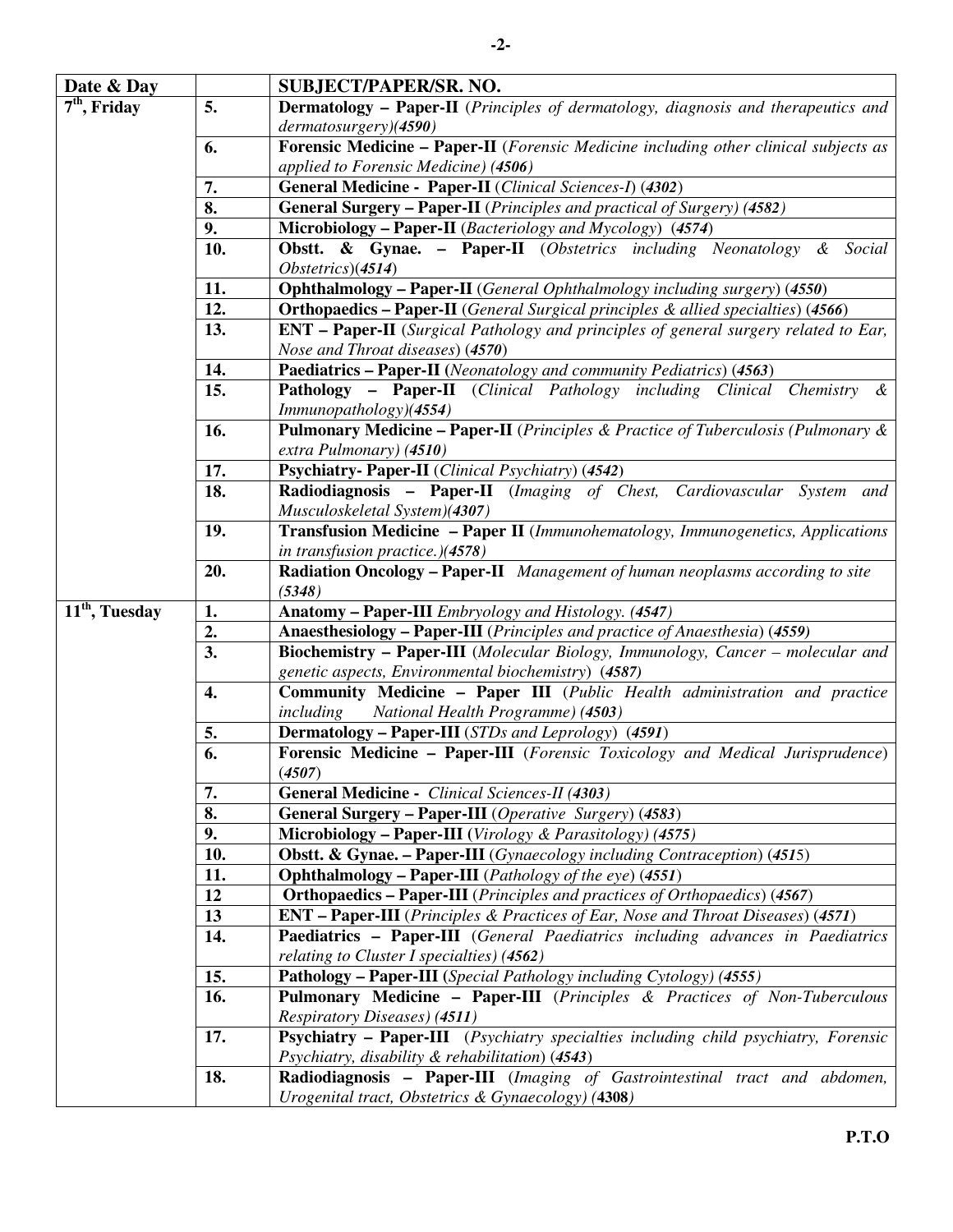| Date & Day | | SUBJECT/PAPER/SR. NO. |
|---|---|---|
| 7th, Friday | 5. | **Dermatology – Paper-II** (*Principles of dermatology, diagnosis and therapeutics and dermatosurgery)(**4590**)* |
| | 6. | **Forensic Medicine – Paper-II** (*Forensic Medicine including other clinical subjects as applied to Forensic Medicine) (**4506**)* |
| | 7. | **General Medicine - Paper-II** (*Clinical Sciences-I*) (***4302***) |
| | 8. | **General Surgery – Paper-II** (*Principles and practical of Surgery) (**4582**)* |
| | 9. | **Microbiology – Paper-II** (*Bacteriology and Mycology*) (***4574***) |
| | 10. | **Obstt. & Gynae. – Paper-II** (*Obstetrics including Neonatology & Social Obstetrics*)(***4514***) |
| | 11. | **Ophthalmology – Paper-II** (*General Ophthalmology including surgery*) (***4550***) |
| | 12. | **Orthopaedics – Paper-II** (*General Surgical principles & allied specialties*) (***4566***) |
| | 13. | **ENT – Paper-II** (*Surgical Pathology and principles of general surgery related to Ear, Nose and Throat diseases*) (***4570***) |
| | 14. | **Paediatrics – Paper-II (***Neonatology and community Pediatrics*) (***4563***) |
| | 15. | **Pathology – Paper-II** (*Clinical Pathology including Clinical Chemistry & Immunopathology)(**4554**)* |
| | 16. | **Pulmonary Medicine – Paper-II** (*Principles & Practice of Tuberculosis (Pulmonary & extra Pulmonary) (**4510**)* |
| | 17. | **Psychiatry- Paper-II** (*Clinical Psychiatry*) (***4542***) |
| | 18. | **Radiodiagnosis – Paper-II** (*Imaging of Chest, Cardiovascular System and Musculoskeletal System)(**4307**)* |
| | 19. | **Transfusion Medicine – Paper II** (*Immunohematology, Immunogenetics, Applications in transfusion practice.)(**4578**)* |
| | 20. | **Radiation Oncology – Paper-II** *Management of human neoplasms according to site (**5348**)* |
| 11th, Tuesday | 1. | **Anatomy – Paper-III** *Embryology and Histology. (**4547**)* |
| | 2. | **Anaesthesiology – Paper-III** (*Principles and practice of Anaesthesia*) (***4559)*** |
| | 3. | **Biochemistry – Paper-III** (*Molecular Biology, Immunology, Cancer – molecular and genetic aspects, Environmental biochemistry*) (***4587***) |
| | 4. | **Community Medicine – Paper III** (*Public Health administration and practice including National Health Programme) (**4503**)* |
| | 5. | **Dermatology – Paper-III** (*STDs and Leprology*) (***4591***) |
| | 6. | **Forensic Medicine – Paper-III** (*Forensic Toxicology and Medical Jurisprudence*) (***4507***) |
| | 7. | **General Medicine -** *Clinical Sciences-II (**4303**)* |
| | 8. | **General Surgery – Paper-III** (*Operative Surgery*) (***4583***) |
| | 9. | **Microbiology – Paper-III (***Virology & Parasitology) (**4575**)* |
| | 10. | **Obstt. & Gynae. – Paper-III** (*Gynaecology including Contraception*) (***451****5*) |
| | 11. | **Ophthalmology – Paper-III** (*Pathology of the eye*) (***4551***) |
| | 12 | **Orthopaedics – Paper-III** (*Principles and practices of Orthopaedics*) (***4567***) |
| | 13 | **ENT – Paper-III** (*Principles & Practices of Ear, Nose and Throat Diseases*) (***4571***) |
| | 14. | **Paediatrics – Paper-III** (*General Paediatrics including advances in Paediatrics relating to Cluster I specialties) (**4562**)* |
| | 15. | **Pathology – Paper-III (***Special Pathology including Cytology) (**4555**)* |
| | 16. | **Pulmonary Medicine – Paper-III** (*Principles & Practices of Non-Tuberculous Respiratory Diseases) (**4511**)* |
| | 17. | **Psychiatry – Paper-III** (*Psychiatry specialties including child psychiatry, Forensic Psychiatry, disability & rehabilitation*) (***4543***) |
| | 18. | **Radiodiagnosis – Paper-III** (*Imaging of Gastrointestinal tract and abdomen, Urogenital tract, Obstetrics & Gynaecology) (***4308***)* |

**P.T.O**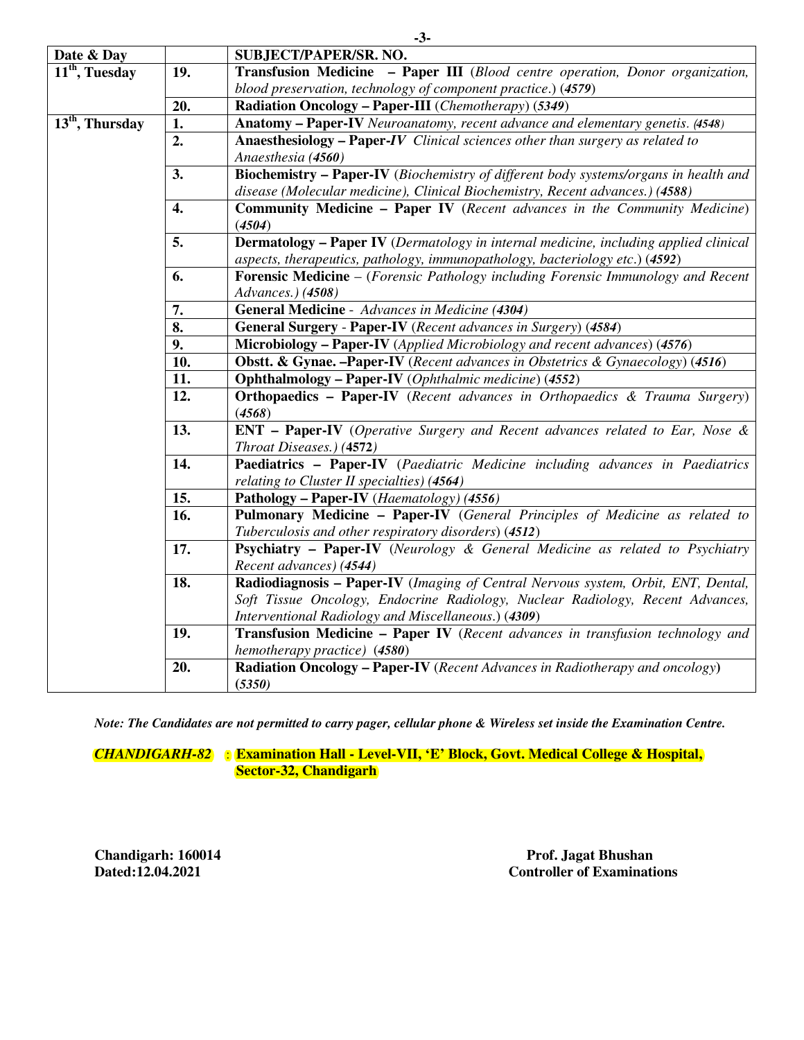| Date & Day | | SUBJECT/PAPER/SR. NO. |
|---|---|---|
| 11th, Tuesday | 19. | **Transfusion Medicine – Paper III** (*Blood centre operation, Donor organization, blood preservation, technology of component practice.*) (***4579***) |
| | 20. | **Radiation Oncology – Paper-III** (*Chemotherapy*) (***5349***) |
| 13th, Thursday | 1. | **Anatomy – Paper-IV** *Neuroanatomy, recent advance and elementary genetis.* (***4548***) |
| | 2. | **Anaesthesiology – Paper-*IV*** *Clinical sciences other than surgery as related to Anaesthesia* (***4560***) |
| | 3. | **Biochemistry – Paper-IV** (*Biochemistry of different body systems/organs in health and disease (Molecular medicine), Clinical Biochemistry, Recent advances.*) (***4588***) |
| | 4. | **Community Medicine – Paper IV** (*Recent advances in the Community Medicine*) (***4504***) |
| | 5. | **Dermatology – Paper IV** (*Dermatology in internal medicine, including applied clinical aspects, therapeutics, pathology, immunopathology, bacteriology etc.*) (***4592***) |
| | 6. | **Forensic Medicine** – (*Forensic Pathology including Forensic Immunology and Recent Advances.*) (***4508***) |
| | 7. | **General Medicine** - *Advances in Medicine* (***4304***) |
| | 8. | **General Surgery** - **Paper-IV** (*Recent advances in Surgery*) (***4584***) |
| | 9. | **Microbiology – Paper-IV** (*Applied Microbiology and recent advances*) (***4576***) |
| | 10. | **Obstt. & Gynae. –Paper-IV** (*Recent advances in Obstetrics & Gynaecology*) (***4516***) |
| | 11. | **Ophthalmology – Paper-IV** (*Ophthalmic medicine*) (***4552***) |
| | 12. | **Orthopaedics – Paper-IV** (*Recent advances in Orthopaedics & Trauma Surgery*) (***4568***) |
| | 13. | **ENT – Paper-IV** (*Operative Surgery and Recent advances related to Ear, Nose & Throat Diseases.*) (**4572**) |
| | 14. | **Paediatrics – Paper-IV** (*Paediatric Medicine including advances in Paediatrics relating to Cluster II specialties*) (***4564***) |
| | 15. | **Pathology – Paper-IV** (*Haematology*) (***4556***) |
| | 16. | **Pulmonary Medicine – Paper-IV** (*General Principles of Medicine as related to Tuberculosis and other respiratory disorders*) (***4512***) |
| | 17. | **Psychiatry – Paper-IV** (*Neurology & General Medicine as related to Psychiatry Recent advances*) (***4544***) |
| | 18. | **Radiodiagnosis – Paper-IV** (*Imaging of Central Nervous system, Orbit, ENT, Dental, Soft Tissue Oncology, Endocrine Radiology, Nuclear Radiology, Recent Advances, Interventional Radiology and Miscellaneous.*) (***4309***) |
| | 19. | **Transfusion Medicine – Paper IV** (*Recent advances in transfusion technology and hemotherapy practice*) (***4580***) |
| | 20. | **Radiation Oncology – Paper-IV** (*Recent Advances in Radiotherapy and oncology*) (***5350***) |

***Note: The Candidates are not permitted to carry pager, cellular phone & Wireless set inside the Examination Centre.***

***CHANDIGARH-82*** : **Examination Hall - Level-VII, 'E' Block, Govt. Medical College & Hospital, Sector-32, Chandigarh**

**Chandigarh: 160014**
**Dated:12.04.2021**

**Prof. Jagat Bhushan**
**Controller of Examinations**